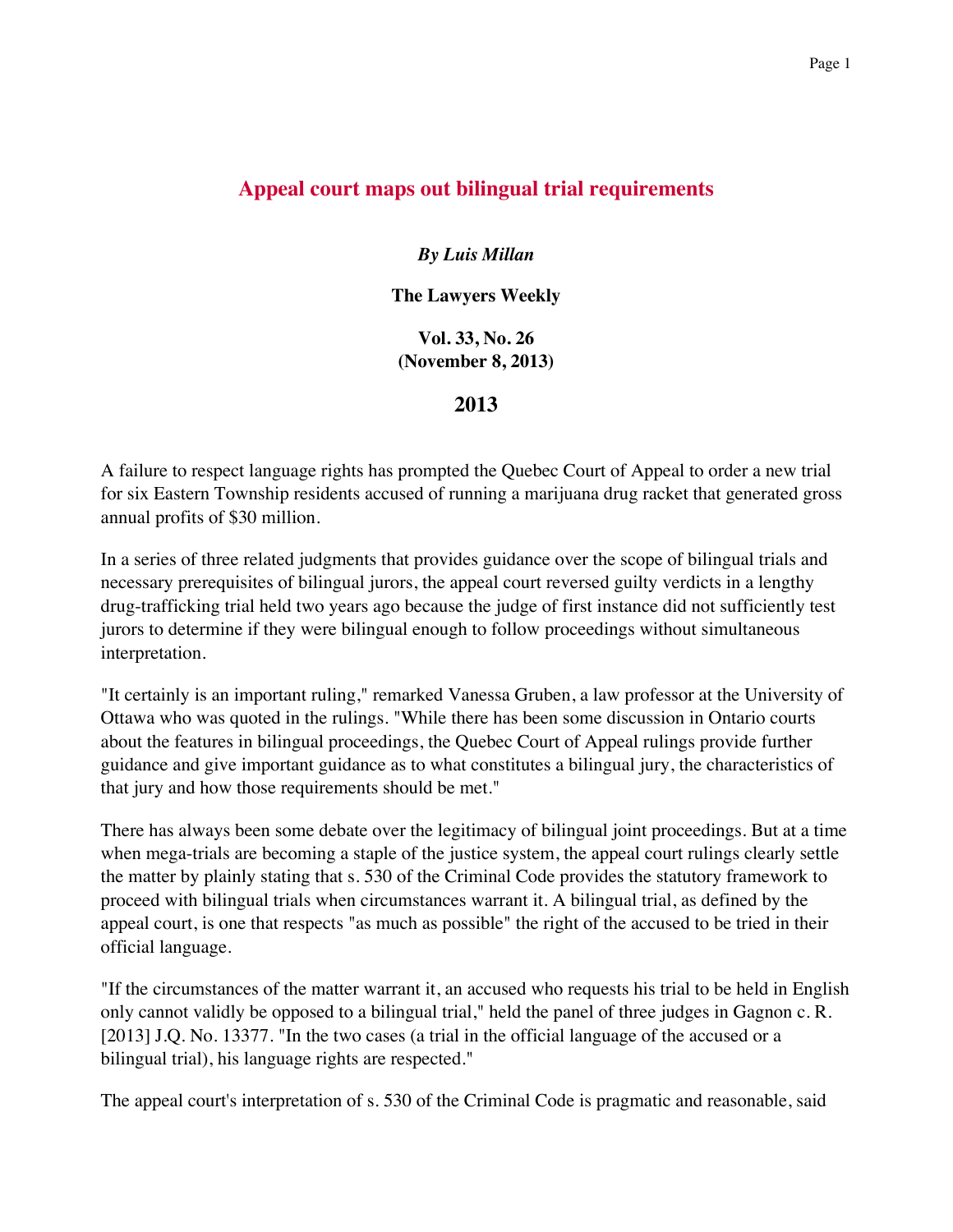# Appeal court maps out bilingual trial requirements

***By Luis Millan***

**The Lawyers Weekly**

**Vol. 33, No. 26**
**(November 8, 2013)**

## 2013

A failure to respect language rights has prompted the Quebec Court of Appeal to order a new trial for six Eastern Township residents accused of running a marijuana drug racket that generated gross annual profits of $30 million.

In a series of three related judgments that provides guidance over the scope of bilingual trials and necessary prerequisites of bilingual jurors, the appeal court reversed guilty verdicts in a lengthy drug-trafficking trial held two years ago because the judge of first instance did not sufficiently test jurors to determine if they were bilingual enough to follow proceedings without simultaneous interpretation.

"It certainly is an important ruling," remarked Vanessa Gruben, a law professor at the University of Ottawa who was quoted in the rulings. "While there has been some discussion in Ontario courts about the features in bilingual proceedings, the Quebec Court of Appeal rulings provide further guidance and give important guidance as to what constitutes a bilingual jury, the characteristics of that jury and how those requirements should be met."

There has always been some debate over the legitimacy of bilingual joint proceedings. But at a time when mega-trials are becoming a staple of the justice system, the appeal court rulings clearly settle the matter by plainly stating that s. 530 of the Criminal Code provides the statutory framework to proceed with bilingual trials when circumstances warrant it. A bilingual trial, as defined by the appeal court, is one that respects "as much as possible" the right of the accused to be tried in their official language.

"If the circumstances of the matter warrant it, an accused who requests his trial to be held in English only cannot validly be opposed to a bilingual trial," held the panel of three judges in Gagnon c. R. [2013] J.Q. No. 13377. "In the two cases (a trial in the official language of the accused or a bilingual trial), his language rights are respected."

The appeal court's interpretation of s. 530 of the Criminal Code is pragmatic and reasonable, said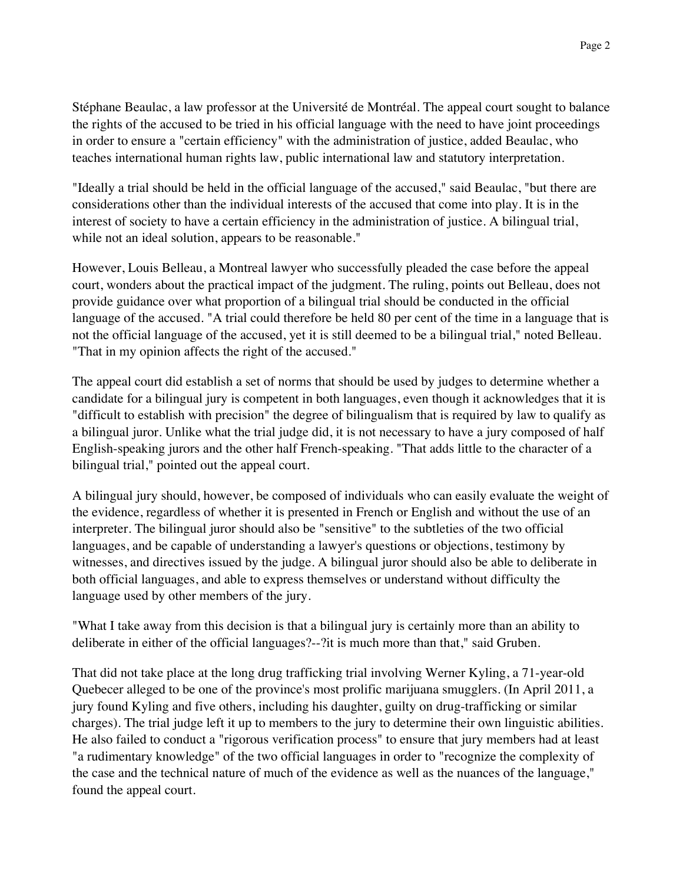Stéphane Beaulac, a law professor at the Université de Montréal. The appeal court sought to balance the rights of the accused to be tried in his official language with the need to have joint proceedings in order to ensure a "certain efficiency" with the administration of justice, added Beaulac, who teaches international human rights law, public international law and statutory interpretation.

"Ideally a trial should be held in the official language of the accused," said Beaulac, "but there are considerations other than the individual interests of the accused that come into play. It is in the interest of society to have a certain efficiency in the administration of justice. A bilingual trial, while not an ideal solution, appears to be reasonable."

However, Louis Belleau, a Montreal lawyer who successfully pleaded the case before the appeal court, wonders about the practical impact of the judgment. The ruling, points out Belleau, does not provide guidance over what proportion of a bilingual trial should be conducted in the official language of the accused. "A trial could therefore be held 80 per cent of the time in a language that is not the official language of the accused, yet it is still deemed to be a bilingual trial," noted Belleau. "That in my opinion affects the right of the accused."

The appeal court did establish a set of norms that should be used by judges to determine whether a candidate for a bilingual jury is competent in both languages, even though it acknowledges that it is "difficult to establish with precision" the degree of bilingualism that is required by law to qualify as a bilingual juror. Unlike what the trial judge did, it is not necessary to have a jury composed of half English-speaking jurors and the other half French-speaking. "That adds little to the character of a bilingual trial," pointed out the appeal court.

A bilingual jury should, however, be composed of individuals who can easily evaluate the weight of the evidence, regardless of whether it is presented in French or English and without the use of an interpreter. The bilingual juror should also be "sensitive" to the subtleties of the two official languages, and be capable of understanding a lawyer's questions or objections, testimony by witnesses, and directives issued by the judge. A bilingual juror should also be able to deliberate in both official languages, and able to express themselves or understand without difficulty the language used by other members of the jury.

"What I take away from this decision is that a bilingual jury is certainly more than an ability to deliberate in either of the official languages?--?it is much more than that," said Gruben.

That did not take place at the long drug trafficking trial involving Werner Kyling, a 71-year-old Quebecer alleged to be one of the province's most prolific marijuana smugglers. (In April 2011, a jury found Kyling and five others, including his daughter, guilty on drug-trafficking or similar charges). The trial judge left it up to members to the jury to determine their own linguistic abilities. He also failed to conduct a "rigorous verification process" to ensure that jury members had at least "a rudimentary knowledge" of the two official languages in order to "recognize the complexity of the case and the technical nature of much of the evidence as well as the nuances of the language," found the appeal court.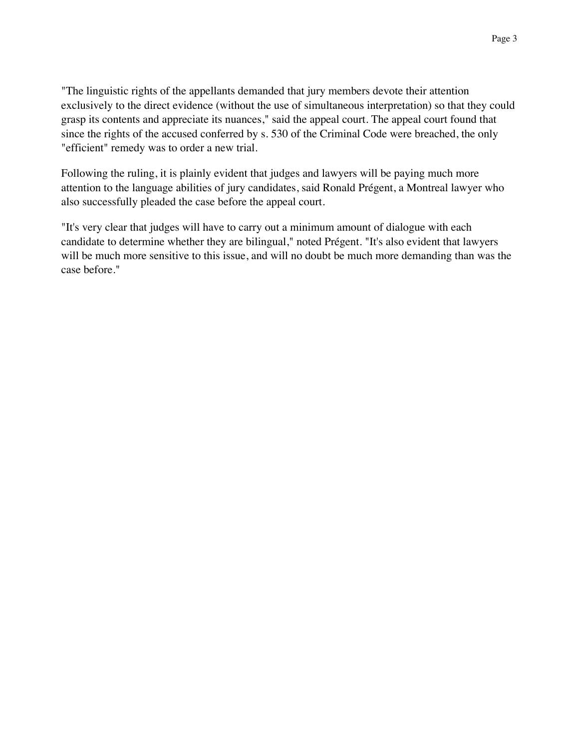"The linguistic rights of the appellants demanded that jury members devote their attention exclusively to the direct evidence (without the use of simultaneous interpretation) so that they could grasp its contents and appreciate its nuances," said the appeal court. The appeal court found that since the rights of the accused conferred by s. 530 of the Criminal Code were breached, the only "efficient" remedy was to order a new trial.

Following the ruling, it is plainly evident that judges and lawyers will be paying much more attention to the language abilities of jury candidates, said Ronald Prégent, a Montreal lawyer who also successfully pleaded the case before the appeal court.

"It's very clear that judges will have to carry out a minimum amount of dialogue with each candidate to determine whether they are bilingual," noted Prégent. "It's also evident that lawyers will be much more sensitive to this issue, and will no doubt be much more demanding than was the case before."